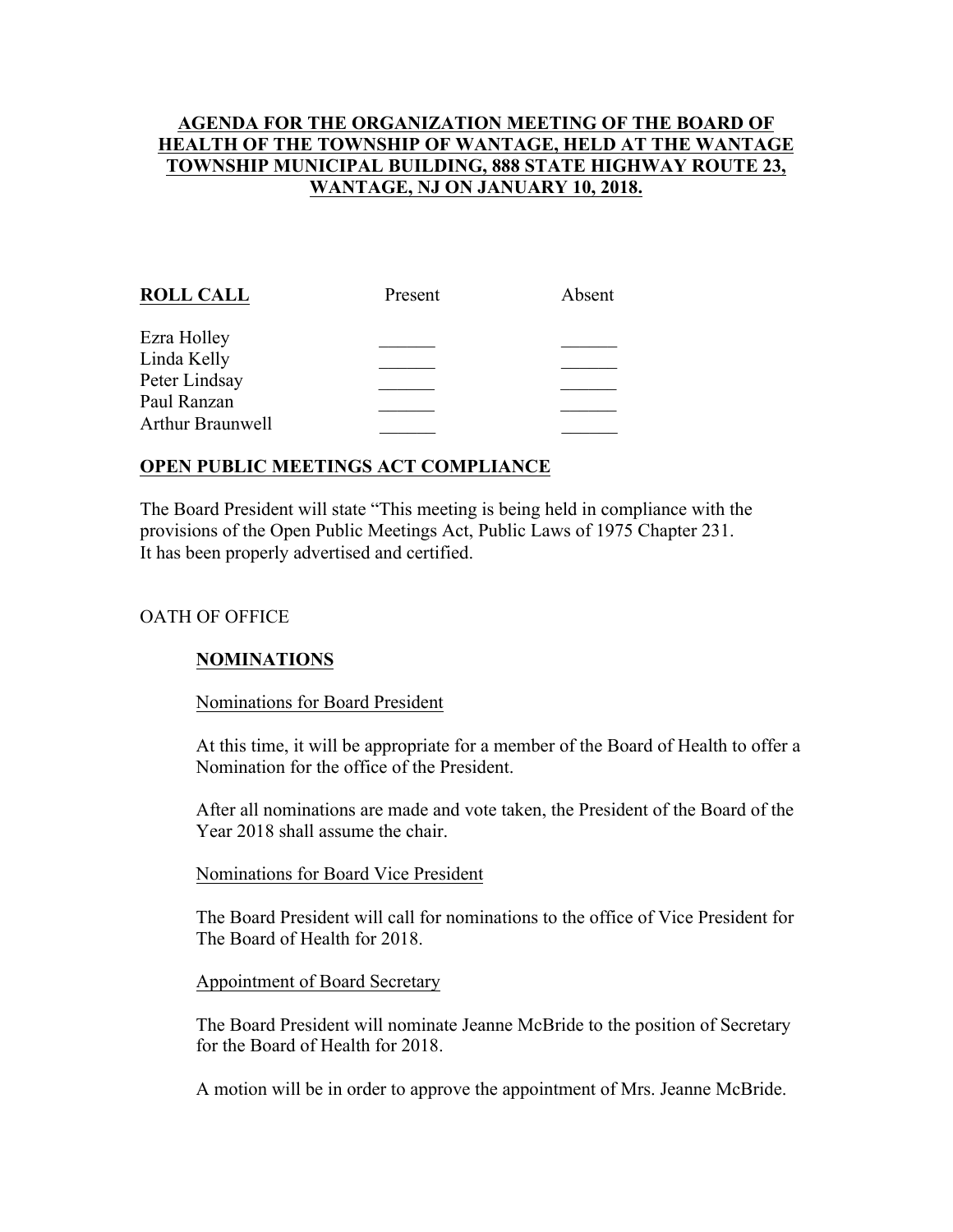**AGENDA FOR THE ORGANIZATION MEETING OF THE BOARD OF HEALTH OF THE TOWNSHIP OF WANTAGE, HELD AT THE WANTAGE TOWNSHIP MUNICIPAL BUILDING, 888 STATE HIGHWAY ROUTE 23, WANTAGE, NJ ON JANUARY 10, 2018.**

| **ROLL CALL** | Present | Absent |
| --- | --- | --- |
| Ezra Holley | ______ | ______ |
| Linda Kelly | ______ | ______ |
| Peter Lindsay | ______ | ______ |
| Paul Ranzan | ______ | ______ |
| Arthur Braunwell | ______ | ______ |

**OPEN PUBLIC MEETINGS ACT COMPLIANCE**

The Board President will state "This meeting is being held in compliance with the provisions of the Open Public Meetings Act, Public Laws of 1975 Chapter 231. It has been properly advertised and certified.

OATH OF OFFICE

**NOMINATIONS**

Nominations for Board President

At this time, it will be appropriate for a member of the Board of Health to offer a Nomination for the office of the President.

After all nominations are made and vote taken, the President of the Board of the Year 2018 shall assume the chair.

Nominations for Board Vice President

The Board President will call for nominations to the office of Vice President for The Board of Health for 2018.

Appointment of Board Secretary

The Board President will nominate Jeanne McBride to the position of Secretary for the Board of Health for 2018.

A motion will be in order to approve the appointment of Mrs. Jeanne McBride.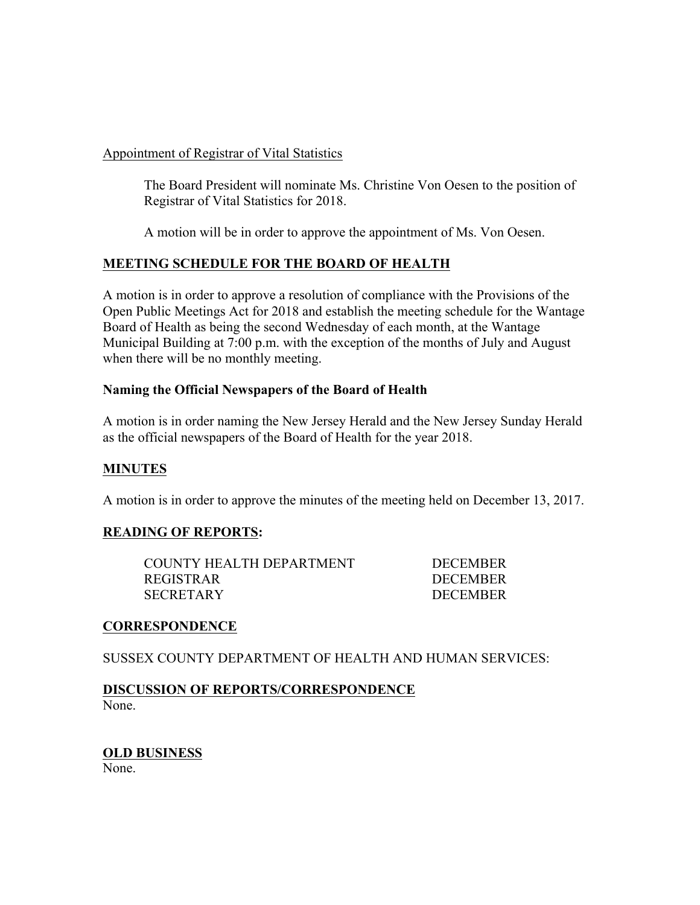Appointment of Registrar of Vital Statistics

The Board President will nominate Ms. Christine Von Oesen to the position of Registrar of Vital Statistics for 2018.

A motion will be in order to approve the appointment of Ms. Von Oesen.

## MEETING SCHEDULE FOR THE BOARD OF HEALTH

A motion is in order to approve a resolution of compliance with the Provisions of the Open Public Meetings Act for 2018 and establish the meeting schedule for the Wantage Board of Health as being the second Wednesday of each month, at the Wantage Municipal Building at 7:00 p.m. with the exception of the months of July and August when there will be no monthly meeting.

### Naming the Official Newspapers of the Board of Health

A motion is in order naming the New Jersey Herald and the New Jersey Sunday Herald as the official newspapers of the Board of Health for the year 2018.

## MINUTES

A motion is in order to approve the minutes of the meeting held on December 13, 2017.

## READING OF REPORTS:

| | |
|---|---|
| COUNTY HEALTH DEPARTMENT | DECEMBER |
| REGISTRAR | DECEMBER |
| SECRETARY | DECEMBER |

## CORRESPONDENCE

SUSSEX COUNTY DEPARTMENT OF HEALTH AND HUMAN SERVICES:

## DISCUSSION OF REPORTS/CORRESPONDENCE

None.

## OLD BUSINESS

None.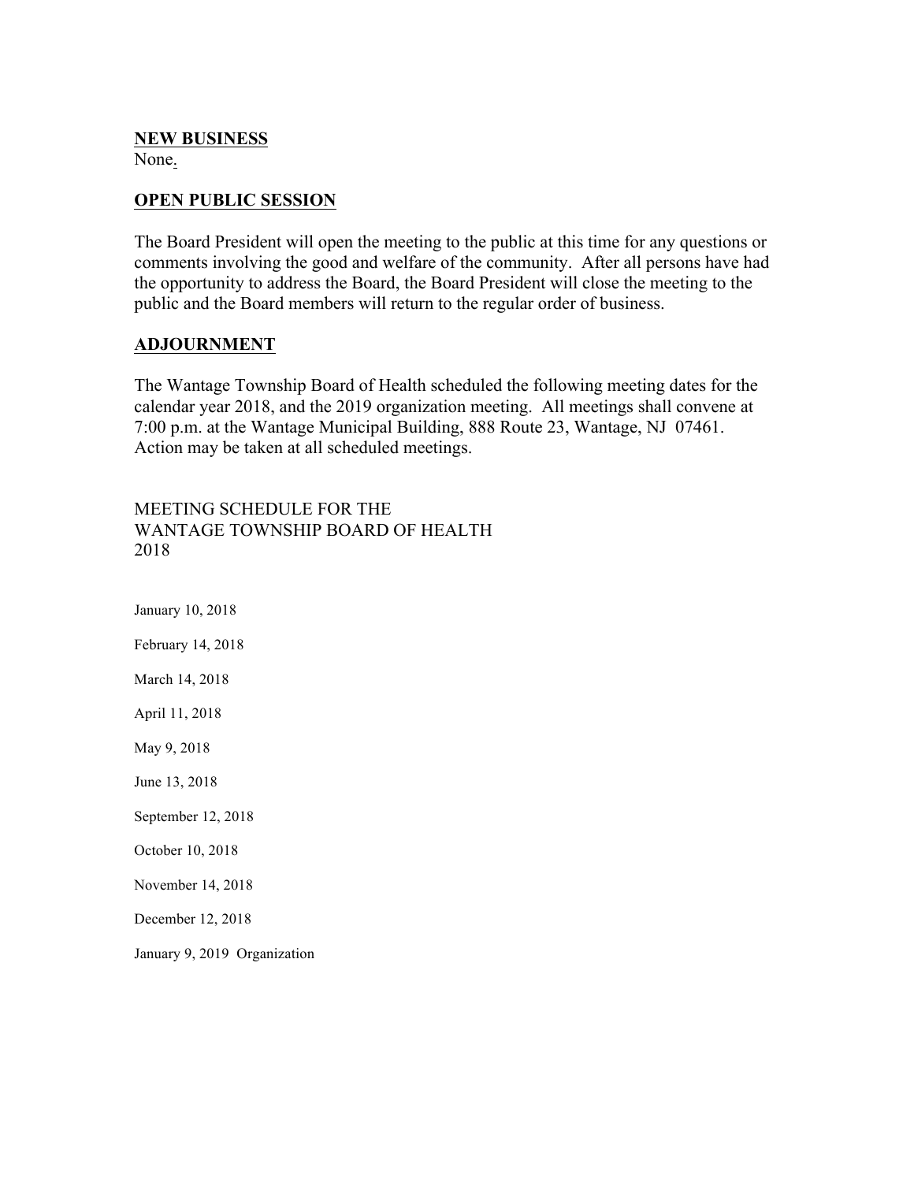**NEW BUSINESS**
None.

**OPEN PUBLIC SESSION**

The Board President will open the meeting to the public at this time for any questions or comments involving the good and welfare of the community. After all persons have had the opportunity to address the Board, the Board President will close the meeting to the public and the Board members will return to the regular order of business.

**ADJOURNMENT**

The Wantage Township Board of Health scheduled the following meeting dates for the calendar year 2018, and the 2019 organization meeting. All meetings shall convene at 7:00 p.m. at the Wantage Municipal Building, 888 Route 23, Wantage, NJ 07461. Action may be taken at all scheduled meetings.

MEETING SCHEDULE FOR THE
WANTAGE TOWNSHIP BOARD OF HEALTH
2018

January 10, 2018

February 14, 2018

March 14, 2018

April 11, 2018

May 9, 2018

June 13, 2018

September 12, 2018

October 10, 2018

November 14, 2018

December 12, 2018

January 9, 2019 Organization